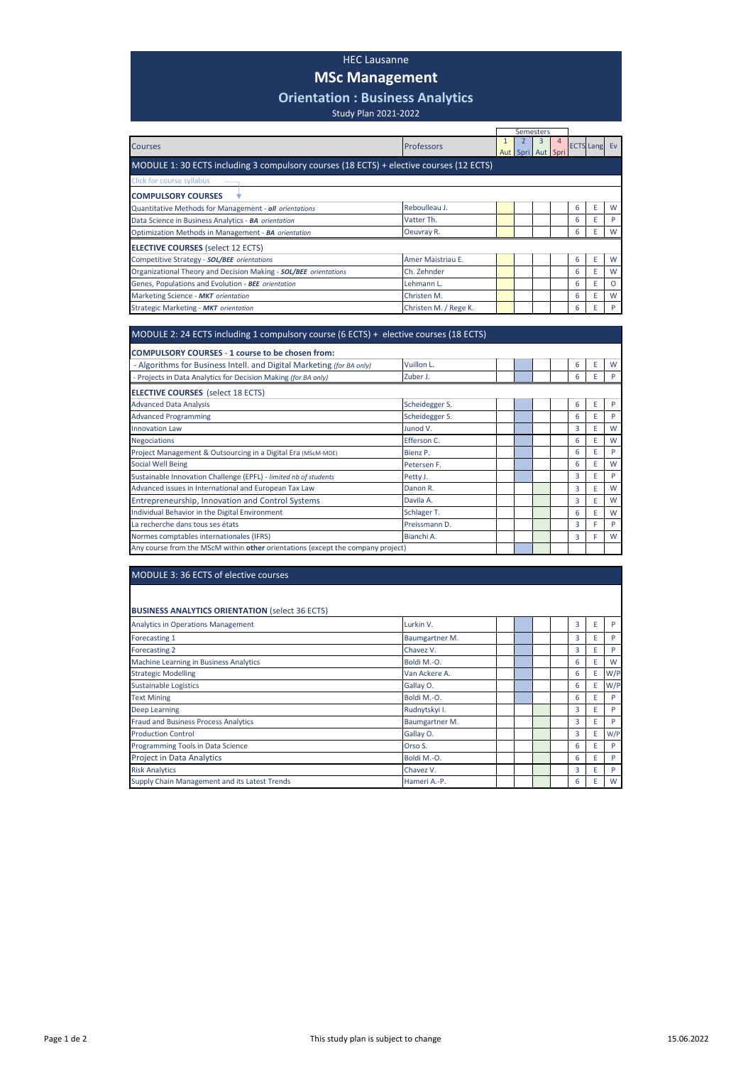HEC Lausanne

# MSc Management

## Orientation : Business Analytics

Study Plan 2021-2022

| Courses | Professors | Semesters 1 Aut | 2 Spri | 3 Aut | 4 Spri | ECTS | Lang | Ev |
|---|---|---|---|---|---|---|---|---|
| **MODULE 1: 30 ECTS including 3 compulsory courses (18 ECTS) + elective courses (12 ECTS)** | | | | | | | | |
| Click for course syllabus | | | | | | | | |
| **COMPULSORY COURSES** | | | | | | | | |
| Quantitative Methods for Management - ***all*** *orientations* | Reboulleau J. | | | | | 6 | E | W |
| Data Science in Business Analytics - ***BA*** *orientation* | Vatter Th. | | | | | 6 | E | P |
| Optimization Methods in Management - ***BA*** *orientation* | Oeuvray R. | | | | | 6 | E | W |
| **ELECTIVE COURSES** (select 12 ECTS) | | | | | | | | |
| Competitive Strategy - ***SOL/BEE*** *orientations* | Amer Maistriau E. | | | | | 6 | E | W |
| Organizational Theory and Decision Making - ***SOL/BEE*** *orientations* | Ch. Zehnder | | | | | 6 | E | W |
| Genes, Populations and Evolution - ***BEE*** *orientation* | Lehmann L. | | | | | 6 | E | O |
| Marketing Science - ***MKT*** *orientation* | Christen M. | | | | | 6 | E | W |
| Strategic Marketing - ***MKT*** *orientation* | Christen M. / Rege K. | | | | | 6 | E | P |

| Courses | Professors | 1 Aut | 2 Spri | 3 Aut | 4 Spri | ECTS | Lang | Ev |
|---|---|---|---|---|---|---|---|---|
| **MODULE 2: 24 ECTS including 1 compulsory course (6 ECTS) + elective courses (18 ECTS)** | | | | | | | | |
| **COMPULSORY COURSES - 1 course to be chosen from:** | | | | | | | | |
| - Algorithms for Business Intell. and Digital Marketing *(for BA only)* | Vuillon L. | | | | | 6 | E | W |
| - Projects in Data Analytics for Decision Making *(for BA only)* | Zuber J. | | | | | 6 | E | P |
| **ELECTIVE COURSES** (select 18 ECTS) | | | | | | | | |
| Advanced Data Analysis | Scheidegger S. | | | | | 6 | E | P |
| Advanced Programming | Scheidegger S. | | | | | 6 | E | P |
| Innovation Law | Junod V. | | | | | 3 | E | W |
| Negociations | Efferson C. | | | | | 6 | E | W |
| Project Management & Outsourcing in a Digital Era (MScM-MDE) | Bienz P. | | | | | 6 | E | P |
| Social Well Being | Petersen F. | | | | | 6 | E | W |
| Sustainable Innovation Challenge (EPFL) - *limited nb of students* | Petty J. | | | | | 3 | E | P |
| Advanced issues in International and European Tax Law | Danon R. | | | | | 3 | E | W |
| Entrepreneurship, Innovation and Control Systems | Davila A. | | | | | 3 | E | W |
| Individual Behavior in the Digital Environment | Schlager T. | | | | | 6 | E | W |
| La recherche dans tous ses états | Preissmann D. | | | | | 3 | F | P |
| Normes comptables internationales (IFRS) | Bianchi A. | | | | | 3 | F | W |
| Any course from the MScM within **other** orientations (except the company project) | | | | | | | | |

| Courses | Professors | 1 Aut | 2 Spri | 3 Aut | 4 Spri | ECTS | Lang | Ev |
|---|---|---|---|---|---|---|---|---|
| **MODULE 3: 36 ECTS of elective courses** | | | | | | | | |
| **BUSINESS ANALYTICS ORIENTATION** (select 36 ECTS) | | | | | | | | |
| Analytics in Operations Management | Lurkin V. | | | | | 3 | E | P |
| Forecasting 1 | Baumgartner M. | | | | | 3 | E | P |
| Forecasting 2 | Chavez V. | | | | | 3 | E | P |
| Machine Learning in Business Analytics | Boldi M.-O. | | | | | 6 | E | W |
| Strategic Modelling | Van Ackere A. | | | | | 6 | E | W/P |
| Sustainable Logistics | Gallay O. | | | | | 6 | E | W/P |
| Text Mining | Boldi M.-O. | | | | | 6 | E | P |
| Deep Learning | Rudnytskyi I. | | | | | 3 | E | P |
| Fraud and Business Process Analytics | Baumgartner M. | | | | | 3 | E | P |
| Production Control | Gallay O. | | | | | 3 | E | W/P |
| Programming Tools in Data Science | Orso S. | | | | | 6 | E | P |
| Project in Data Analytics | Boldi M.-O. | | | | | 6 | E | P |
| Risk Analytics | Chavez V. | | | | | 3 | E | P |
| Supply Chain Management and its Latest Trends | Hameri A.-P. | | | | | 6 | E | W |

This study plan is subject to change

15.06.2022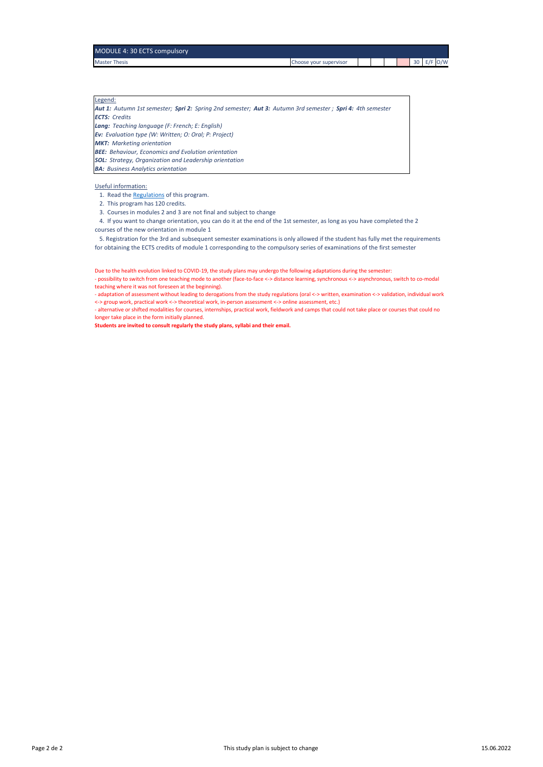| MODULE 4: 30 ECTS compulsory | | | | | | | | |
|---|---|---|---|---|---|---|---|---|
| Master Thesis | Choose your supervisor | | | | | 30 | E/F | O/W |

Legend:

***Aut 1:** Autumn 1st semester;* ***Spri 2:** Spring 2nd semester;* ***Aut 3:** Autumn 3rd semester ;* ***Spri 4:** 4th semester*

***ECTS:** Credits*

***Lang:** Teaching language (F: French; E: English)*

***Ev:** Evaluation type (W: Written; O: Oral; P: Project)*

***MKT:** Marketing orientation*

***BEE:** Behaviour, Economics and Evolution orientation*

***SOL:** Strategy, Organization and Leadership orientation*

***BA:** Business Analytics orientation*

Useful information:

1. Read the Regulations of this program.
2. This program has 120 credits.
3. Courses in modules 2 and 3 are not final and subject to change
4. If you want to change orientation, you can do it at the end of the 1st semester, as long as you have completed the 2 courses of the new orientation in module 1
5. Registration for the 3rd and subsequent semester examinations is only allowed if the student has fully met the requirements for obtaining the ECTS credits of module 1 corresponding to the compulsory series of examinations of the first semester

Due to the health evolution linked to COVID-19, the study plans may undergo the following adaptations during the semester:
- possibility to switch from one teaching mode to another (face-to-face <-> distance learning, synchronous <-> asynchronous, switch to co-modal teaching where it was not foreseen at the beginning).
- adaptation of assessment without leading to derogations from the study regulations (oral <-> written, examination <-> validation, individual work <-> group work, practical work <-> theoretical work, in-person assessment <-> online assessment, etc.)
- alternative or shifted modalities for courses, internships, practical work, fieldwork and camps that could not take place or courses that could no longer take place in the form initially planned.

**Students are invited to consult regularly the study plans, syllabi and their email.**

This study plan is subject to change

15.06.2022